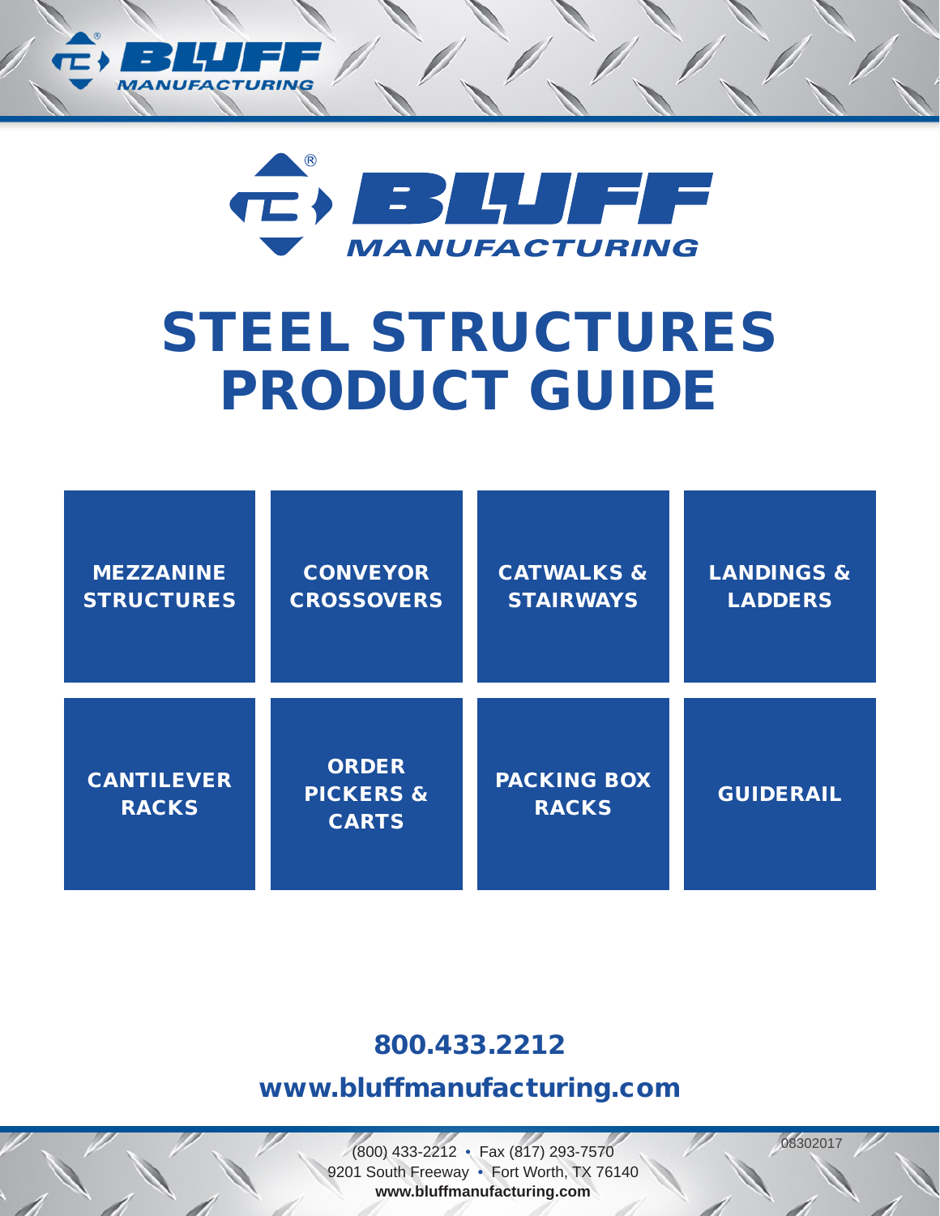BLUFF® MANUFACTURING

# STEEL STRUCTURES PRODUCT GUIDE

| | | | |
|---|---|---|---|
| MEZZANINE STRUCTURES | CONVEYOR CROSSOVERS | CATWALKS & STAIRWAYS | LANDINGS & LADDERS |
| CANTILEVER RACKS | ORDER PICKERS & CARTS | PACKING BOX RACKS | GUIDERAIL |

## 800.433.2212

## www.bluffmanufacturing.com

(800) 433-2212 • Fax (817) 293-7570
9201 South Freeway • Fort Worth, TX 76140
**www.bluffmanufacturing.com**

08302017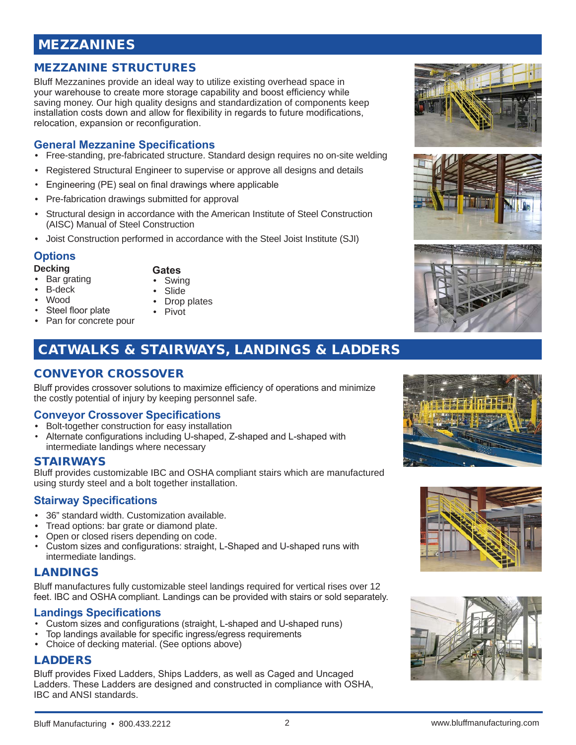# MEZZANINES

## MEZZANINE STRUCTURES

Bluff Mezzanines provide an ideal way to utilize existing overhead space in your warehouse to create more storage capability and boost efficiency while saving money. Our high quality designs and standardization of components keep installation costs down and allow for flexibility in regards to future modifications, relocation, expansion or reconfiguration.

### General Mezzanine Specifications

- Free-standing, pre-fabricated structure. Standard design requires no on-site welding
- Registered Structural Engineer to supervise or approve all designs and details
- Engineering (PE) seal on final drawings where applicable
- Pre-fabrication drawings submitted for approval
- Structural design in accordance with the American Institute of Steel Construction (AISC) Manual of Steel Construction
- Joist Construction performed in accordance with the Steel Joist Institute (SJI)

### Options

**Decking**
- Bar grating
- B-deck
- Wood
- Steel floor plate
- Pan for concrete pour

**Gates**
- Swing
- Slide
- Drop plates
- Pivot

# CATWALKS & STAIRWAYS, LANDINGS & LADDERS

## CONVEYOR CROSSOVER

Bluff provides crossover solutions to maximize efficiency of operations and minimize the costly potential of injury by keeping personnel safe.

### Conveyor Crossover Specifications

- Bolt-together construction for easy installation
- Alternate configurations including U-shaped, Z-shaped and L-shaped with intermediate landings where necessary

## STAIRWAYS

Bluff provides customizable IBC and OSHA compliant stairs which are manufactured using sturdy steel and a bolt together installation.

### Stairway Specifications

- 36” standard width. Customization available.
- Tread options: bar grate or diamond plate.
- Open or closed risers depending on code.
- Custom sizes and configurations: straight, L-Shaped and U-shaped runs with intermediate landings.

## LANDINGS

Bluff manufactures fully customizable steel landings required for vertical rises over 12 feet. IBC and OSHA compliant. Landings can be provided with stairs or sold separately.

### Landings Specifications

- Custom sizes and configurations (straight, L-shaped and U-shaped runs)
- Top landings available for specific ingress/egress requirements
- Choice of decking material. (See options above)

## LADDERS

Bluff provides Fixed Ladders, Ships Ladders, as well as Caged and Uncaged Ladders. These Ladders are designed and constructed in compliance with OSHA, IBC and ANSI standards.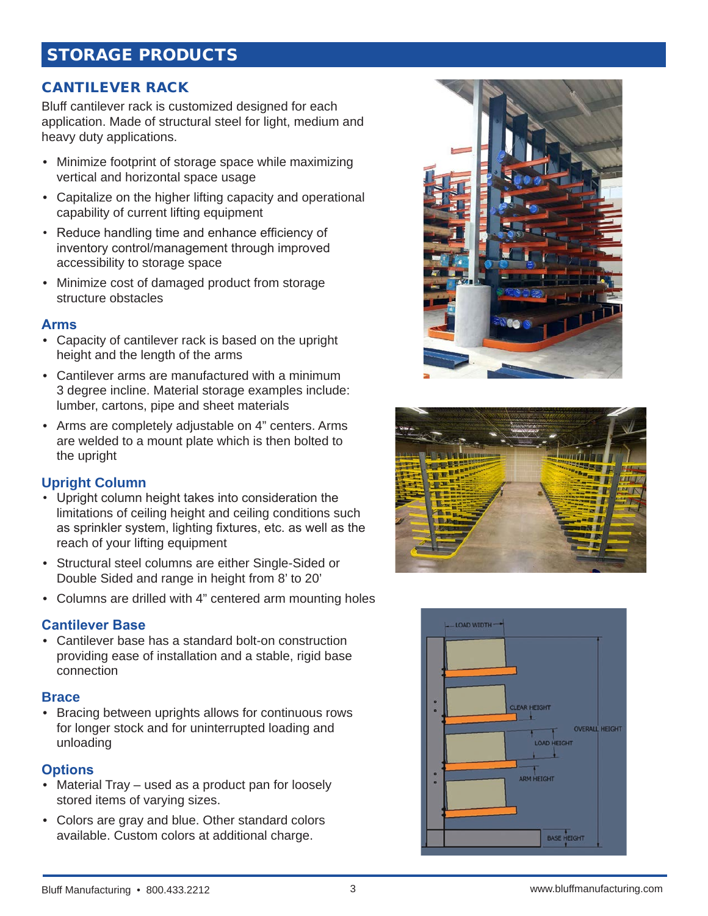# STORAGE PRODUCTS

## CANTILEVER RACK

Bluff cantilever rack is customized designed for each application. Made of structural steel for light, medium and heavy duty applications.

- Minimize footprint of storage space while maximizing vertical and horizontal space usage
- Capitalize on the higher lifting capacity and operational capability of current lifting equipment
- Reduce handling time and enhance efficiency of inventory control/management through improved accessibility to storage space
- Minimize cost of damaged product from storage structure obstacles

### Arms

- Capacity of cantilever rack is based on the upright height and the length of the arms
- Cantilever arms are manufactured with a minimum 3 degree incline. Material storage examples include: lumber, cartons, pipe and sheet materials
- Arms are completely adjustable on 4" centers. Arms are welded to a mount plate which is then bolted to the upright

### Upright Column

- Upright column height takes into consideration the limitations of ceiling height and ceiling conditions such as sprinkler system, lighting fixtures, etc. as well as the reach of your lifting equipment
- Structural steel columns are either Single-Sided or Double Sided and range in height from 8' to 20'
- Columns are drilled with 4" centered arm mounting holes

### Cantilever Base

- Cantilever base has a standard bolt-on construction providing ease of installation and a stable, rigid base connection

### Brace

- Bracing between uprights allows for continuous rows for longer stock and for uninterrupted loading and unloading

### Options

- Material Tray – used as a product pan for loosely stored items of varying sizes.
- Colors are gray and blue. Other standard colors available. Custom colors at additional charge.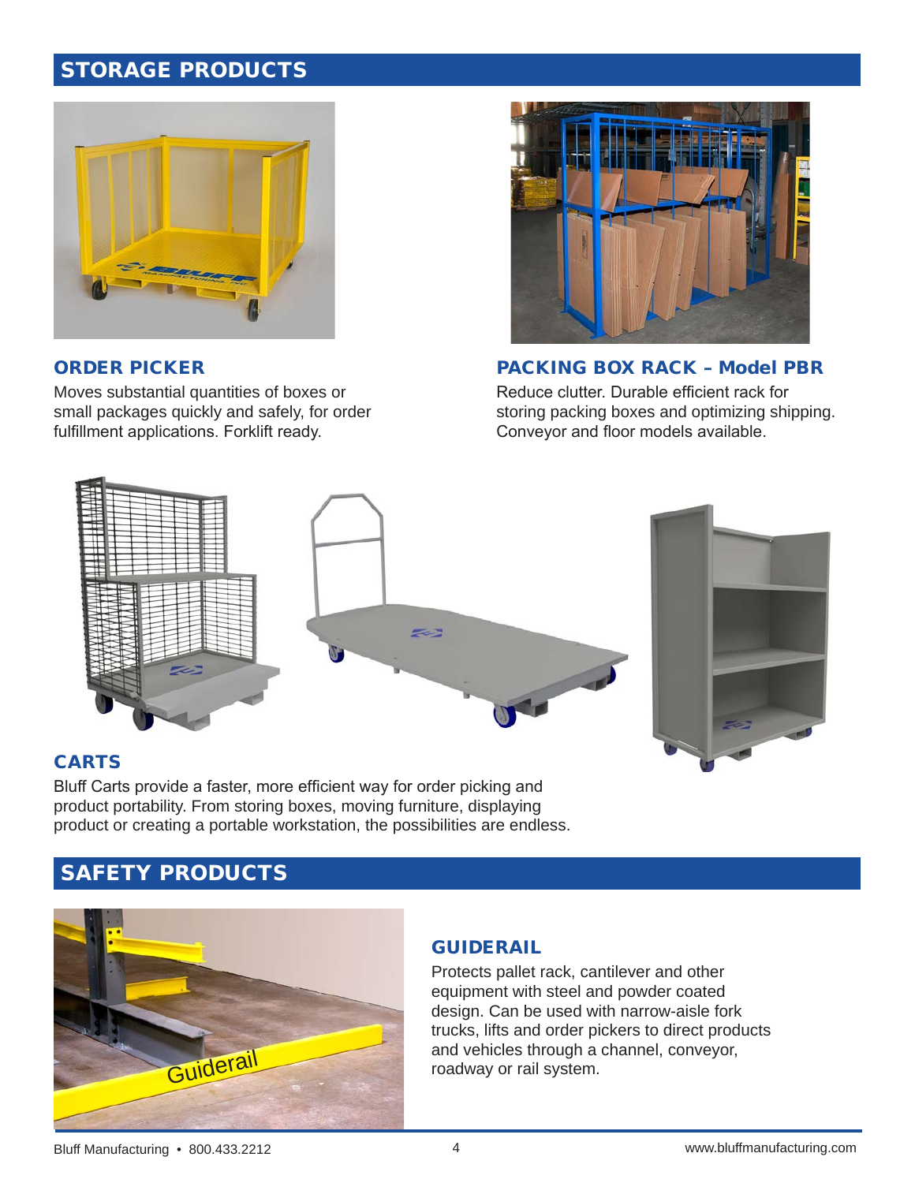## STORAGE PRODUCTS

### ORDER PICKER

Moves substantial quantities of boxes or small packages quickly and safely, for order fulfillment applications. Forklift ready.

### PACKING BOX RACK – Model PBR

Reduce clutter. Durable efficient rack for storing packing boxes and optimizing shipping. Conveyor and floor models available.

### CARTS

Bluff Carts provide a faster, more efficient way for order picking and product portability. From storing boxes, moving furniture, displaying product or creating a portable workstation, the possibilities are endless.

## SAFETY PRODUCTS

Guiderail

### GUIDERAIL

Protects pallet rack, cantilever and other equipment with steel and powder coated design. Can be used with narrow-aisle fork trucks, lifts and order pickers to direct products and vehicles through a channel, conveyor, roadway or rail system.